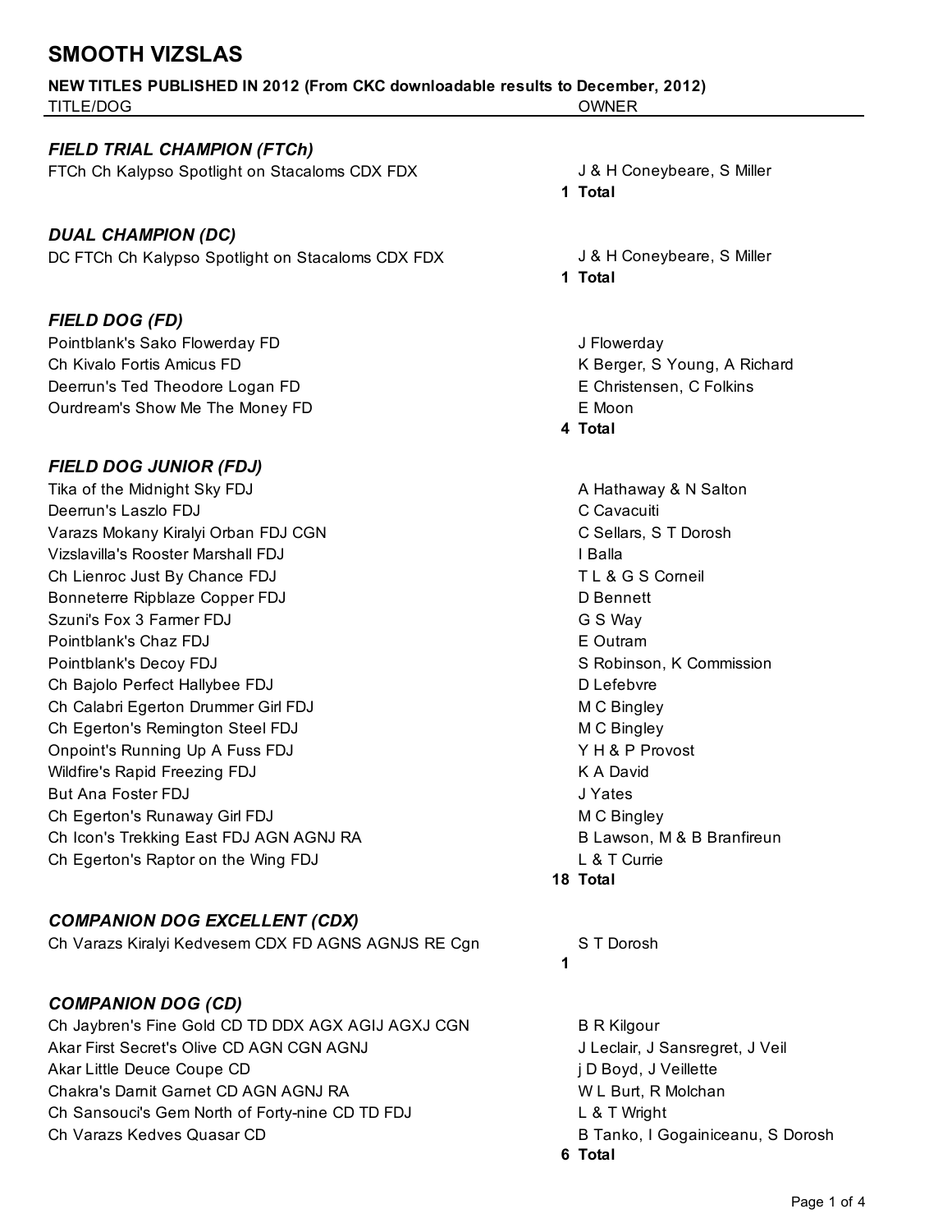# SMOOTH VIZSLAS

**NEW TITLES PUBLISHED IN 2012 (From CKC downloadable results to December, 2012)**

| TITLE/DOG | OWNER |
|---|---|
| ***FIELD TRIAL CHAMPION (FTCh)*** | |
| FTCh Ch Kalypso Spotlight on Stacaloms CDX FDX | J & H Coneybeare, S Miller |
| | **1 Total** |
| ***DUAL CHAMPION (DC)*** | |
| DC FTCh Ch Kalypso Spotlight on Stacaloms CDX FDX | J & H Coneybeare, S Miller |
| | **1 Total** |
| ***FIELD DOG (FD)*** | |
| Pointblank's Sako Flowerday FD | J Flowerday |
| Ch Kivalo Fortis Amicus FD | K Berger, S Young, A Richard |
| Deerrun's Ted Theodore Logan FD | E Christensen, C Folkins |
| Ourdream's Show Me The Money FD | E Moon |
| | **4 Total** |
| ***FIELD DOG JUNIOR (FDJ)*** | |
| Tika of the Midnight Sky FDJ | A Hathaway & N Salton |
| Deerrun's Laszlo FDJ | C Cavacuiti |
| Varazs Mokany Kiralyi Orban FDJ CGN | C Sellars, S T Dorosh |
| Vizslavilla's Rooster Marshall FDJ | I Balla |
| Ch Lienroc Just By Chance FDJ | T L & G S Corneil |
| Bonneterre Ripblaze Copper FDJ | D Bennett |
| Szuni's Fox 3 Farmer FDJ | G S Way |
| Pointblank's Chaz FDJ | E Outram |
| Pointblank's Decoy FDJ | S Robinson, K Commission |
| Ch Bajolo Perfect Hallybee FDJ | D Lefebvre |
| Ch Calabri Egerton Drummer Girl FDJ | M C Bingley |
| Ch Egerton's Remington Steel FDJ | M C Bingley |
| Onpoint's Running Up A Fuss FDJ | Y H & P Provost |
| Wildfire's Rapid Freezing FDJ | K A David |
| But Ana Foster FDJ | J Yates |
| Ch Egerton's Runaway Girl FDJ | M C Bingley |
| Ch Icon's Trekking East FDJ AGN AGNJ RA | B Lawson, M & B Branfireun |
| Ch Egerton's Raptor on the Wing FDJ | L & T Currie |
| | **18 Total** |
| ***COMPANION DOG EXCELLENT (CDX)*** | |
| Ch Varazs Kiralyi Kedvesem CDX FD AGNS AGNJS RE Cgn | S T Dorosh |
| | **1** |
| ***COMPANION DOG (CD)*** | |
| Ch Jaybren's Fine Gold CD TD DDX AGX AGIJ AGXJ CGN | B R Kilgour |
| Akar First Secret's Olive CD AGN CGN AGNJ | J Leclair, J Sansregret, J Veil |
| Akar Little Deuce Coupe CD | j D Boyd, J Veillette |
| Chakra's Darnit Garnet CD AGN AGNJ RA | W L Burt, R Molchan |
| Ch Sansouci's Gem North of Forty-nine CD TD FDJ | L & T Wright |
| Ch Varazs Kedves Quasar CD | B Tanko, I Gogainiceanu, S Dorosh |
| | **6 Total** |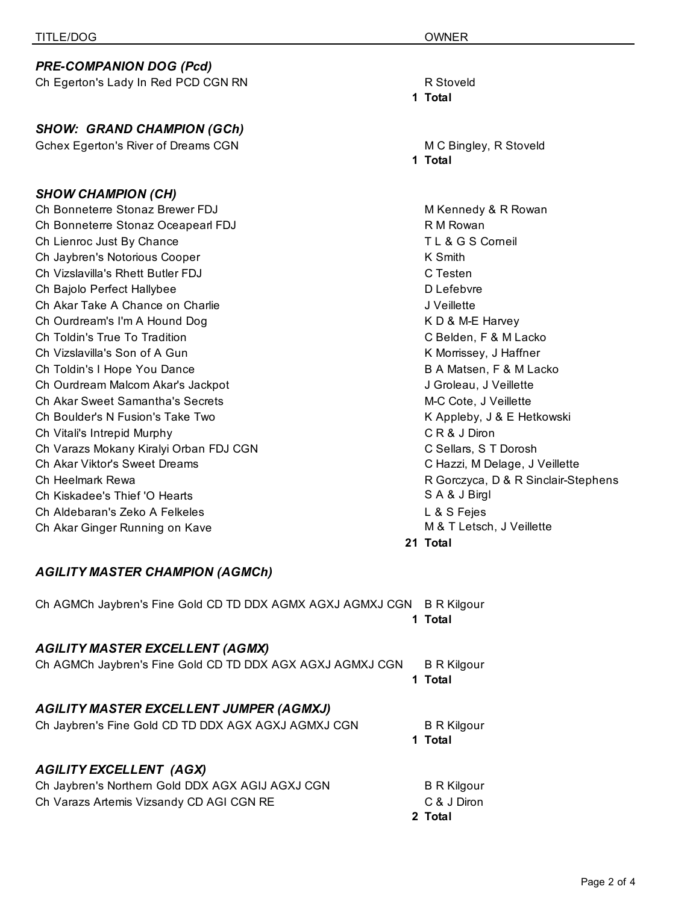| TITLE/DOG | OWNER |
|---|---|
| ***PRE-COMPANION DOG (Pcd)*** | |
| Ch Egerton's Lady In Red PCD CGN RN | R Stoveld |
| | **1 Total** |
| ***SHOW: GRAND CHAMPION (GCh)*** | |
| Gchex Egerton's River of Dreams CGN | M C Bingley, R Stoveld |
| | **1 Total** |
| ***SHOW CHAMPION (CH)*** | |
| Ch Bonneterre Stonaz Brewer FDJ | M Kennedy & R Rowan |
| Ch Bonneterre Stonaz Oceapearl FDJ | R M Rowan |
| Ch Lienroc Just By Chance | T L & G S Corneil |
| Ch Jaybren's Notorious Cooper | K Smith |
| Ch Vizslavilla's Rhett Butler FDJ | C Testen |
| Ch Bajolo Perfect Hallybee | D Lefebvre |
| Ch Akar Take A Chance on Charlie | J Veillette |
| Ch Ourdream's I'm A Hound Dog | K D & M-E Harvey |
| Ch Toldin's True To Tradition | C Belden, F & M Lacko |
| Ch Vizslavilla's Son of A Gun | K Morrissey, J Haffner |
| Ch Toldin's I Hope You Dance | B A Matsen, F & M Lacko |
| Ch Ourdream Malcom Akar's Jackpot | J Groleau, J Veillette |
| Ch Akar Sweet Samantha's Secrets | M-C Cote, J Veillette |
| Ch Boulder's N Fusion's Take Two | K Appleby, J & E Hetkowski |
| Ch Vitali's Intrepid Murphy | C R & J Diron |
| Ch Varazs Mokany Kiralyi Orban FDJ CGN | C Sellars, S T Dorosh |
| Ch Akar Viktor's Sweet Dreams | C Hazzi, M Delage, J Veillette |
| Ch Heelmark Rewa | R Gorczyca, D & R Sinclair-Stephens |
| Ch Kiskadee's Thief 'O Hearts | S A & J Birgl |
| Ch Aldebaran's Zeko A Felkeles | L & S Fejes |
| Ch Akar Ginger Running on Kave | M & T Letsch, J Veillette |
| | **21 Total** |
| ***AGILITY MASTER CHAMPION (AGMCh)*** | |
| Ch AGMCh Jaybren's Fine Gold CD TD DDX AGMX AGXJ AGMXJ CGN | B R Kilgour |
| | **1 Total** |
| ***AGILITY MASTER EXCELLENT (AGMX)*** | |
| Ch AGMCh Jaybren's Fine Gold CD TD DDX AGX AGXJ AGMXJ CGN | B R Kilgour |
| | **1 Total** |
| ***AGILITY MASTER EXCELLENT JUMPER (AGMXJ)*** | |
| Ch Jaybren's Fine Gold CD TD DDX AGX AGXJ AGMXJ CGN | B R Kilgour |
| | **1 Total** |
| ***AGILITY EXCELLENT (AGX)*** | |
| Ch Jaybren's Northern Gold DDX AGX AGIJ AGXJ CGN | B R Kilgour |
| Ch Varazs Artemis Vizsandy CD AGI CGN RE | C & J Diron |
| | **2 Total** |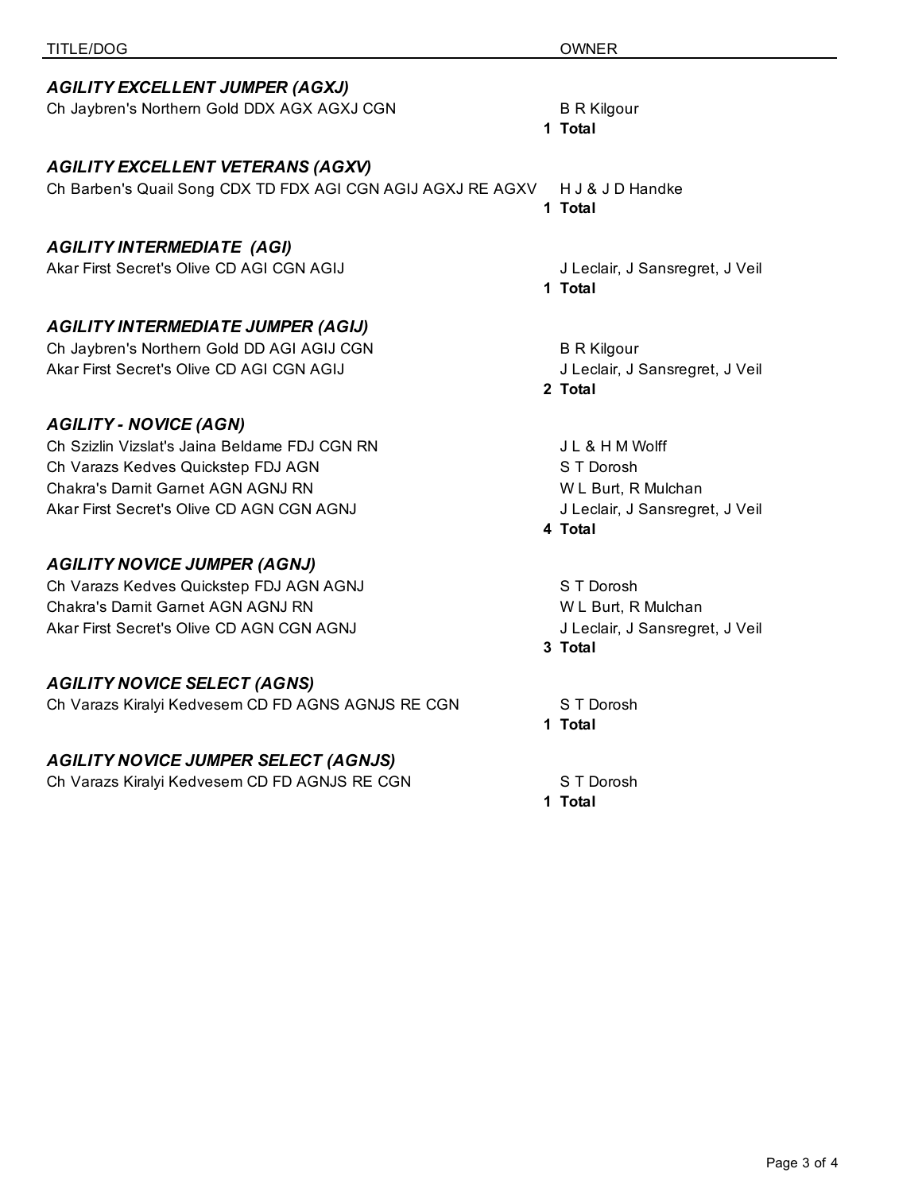| TITLE/DOG | OWNER |
| --- | --- |
| ***AGILITY EXCELLENT JUMPER (AGXJ)*** | |
| Ch Jaybren's Northern Gold DDX AGX AGXJ CGN | B R Kilgour |
| | **1 Total** |
| ***AGILITY EXCELLENT VETERANS (AGXV)*** | |
| Ch Barben's Quail Song CDX TD FDX AGI CGN AGIJ AGXJ RE AGXV | H J & J D Handke |
| | **1 Total** |
| ***AGILITY INTERMEDIATE (AGI)*** | |
| Akar First Secret's Olive CD AGI CGN AGIJ | J Leclair, J Sansregret, J Veil |
| | **1 Total** |
| ***AGILITY INTERMEDIATE JUMPER (AGIJ)*** | |
| Ch Jaybren's Northern Gold DD AGI AGIJ CGN | B R Kilgour |
| Akar First Secret's Olive CD AGI CGN AGIJ | J Leclair, J Sansregret, J Veil |
| | **2 Total** |
| ***AGILITY - NOVICE (AGN)*** | |
| Ch Szizlin Vizslat's Jaina Beldame FDJ CGN RN | J L & H M Wolff |
| Ch Varazs Kedves Quickstep FDJ AGN | S T Dorosh |
| Chakra's Darnit Garnet AGN AGNJ RN | W L Burt, R Mulchan |
| Akar First Secret's Olive CD AGN CGN AGNJ | J Leclair, J Sansregret, J Veil |
| | **4 Total** |
| ***AGILITY NOVICE JUMPER (AGNJ)*** | |
| Ch Varazs Kedves Quickstep FDJ AGN AGNJ | S T Dorosh |
| Chakra's Darnit Garnet AGN AGNJ RN | W L Burt, R Mulchan |
| Akar First Secret's Olive CD AGN CGN AGNJ | J Leclair, J Sansregret, J Veil |
| | **3 Total** |
| ***AGILITY NOVICE SELECT (AGNS)*** | |
| Ch Varazs Kiralyi Kedvesem CD FD AGNS AGNJS RE CGN | S T Dorosh |
| | **1 Total** |
| ***AGILITY NOVICE JUMPER SELECT (AGNJS)*** | |
| Ch Varazs Kiralyi Kedvesem CD FD AGNJS RE CGN | S T Dorosh |
| | **1 Total** |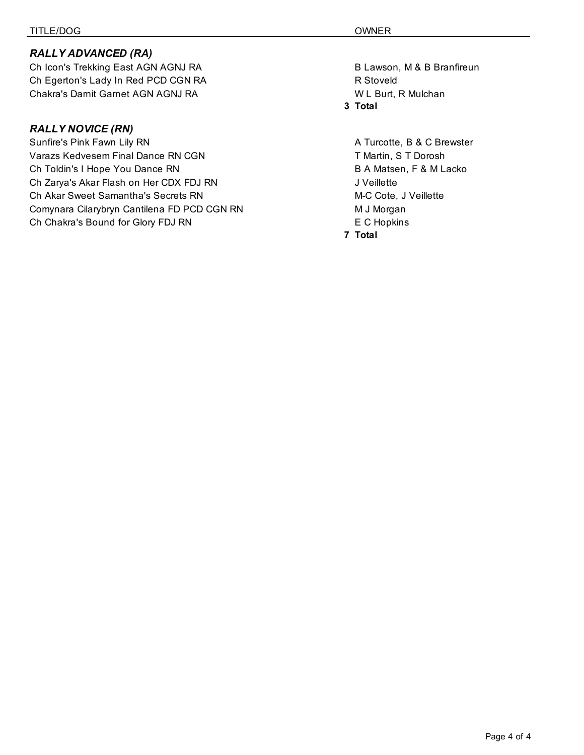| TITLE/DOG | OWNER |
| --- | --- |
| ***RALLY ADVANCED (RA)*** | |
| Ch Icon's Trekking East AGN AGNJ RA | B Lawson, M & B Branfireun |
| Ch Egerton's Lady In Red PCD CGN RA | R Stoveld |
| Chakra's Darnit Garnet AGN AGNJ RA | W L Burt, R Mulchan |
| | **3 Total** |
| ***RALLY NOVICE (RN)*** | |
| Sunfire's Pink Fawn Lily RN | A Turcotte, B & C Brewster |
| Varazs Kedvesem Final Dance RN CGN | T Martin, S T Dorosh |
| Ch Toldin's I Hope You Dance RN | B A Matsen, F & M Lacko |
| Ch Zarya's Akar Flash on Her CDX FDJ RN | J Veillette |
| Ch Akar Sweet Samantha's Secrets RN | M-C Cote, J Veillette |
| Comynara Cilarybryn Cantilena FD PCD CGN RN | M J Morgan |
| Ch Chakra's Bound for Glory FDJ RN | E C Hopkins |
| | **7 Total** |